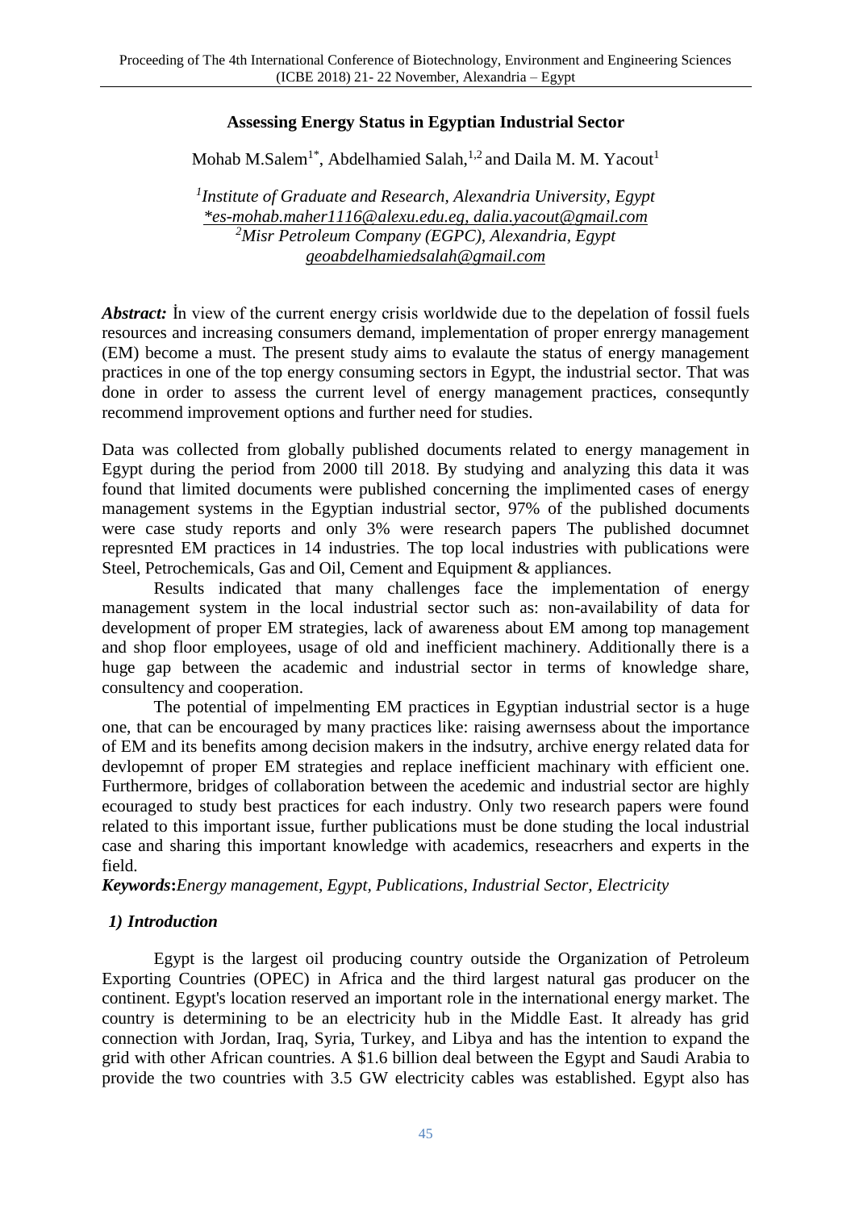# Assessing Energy Status in Egyptian Industrial Sector

Mohab M.Salem[1*], Abdelhamied Salah,[1,2] and Daila M. M. Yacout[1]

*[1]Institute of Graduate and Research, Alexandria University, Egypt*
*\*es-mohab.maher1116@alexu.edu.eg, dalia.yacout@gmail.com*
*[2]Misr Petroleum Company (EGPC), Alexandria, Egypt*
*geoabdelhamiedsalah@gmail.com*

***Abstract:*** İn view of the current energy crisis worldwide due to the depelation of fossil fuels resources and increasing consumers demand, implementation of proper enrergy management (EM) become a must. The present study aims to evalaute the status of energy management practices in one of the top energy consuming sectors in Egypt, the industrial sector. That was done in order to assess the current level of energy management practices, consequntly recommend improvement options and further need for studies.

Data was collected from globally published documents related to energy management in Egypt during the period from 2000 till 2018. By studying and analyzing this data it was found that limited documents were published concerning the implimented cases of energy management systems in the Egyptian industrial sector, 97% of the published documents were case study reports and only 3% were research papers The published documnet represnted EM practices in 14 industries. The top local industries with publications were Steel, Petrochemicals, Gas and Oil, Cement and Equipment & appliances.

Results indicated that many challenges face the implementation of energy management system in the local industrial sector such as: non-availability of data for development of proper EM strategies, lack of awareness about EM among top management and shop floor employees, usage of old and inefficient machinery. Additionally there is a huge gap between the academic and industrial sector in terms of knowledge share, consultency and cooperation.

The potential of impelmenting EM practices in Egyptian industrial sector is a huge one, that can be encouraged by many practices like: raising awernsess about the importance of EM and its benefits among decision makers in the indsutry, archive energy related data for devlopemnt of proper EM strategies and replace inefficient machinary with efficient one. Furthermore, bridges of collaboration between the acedemic and industrial sector are highly ecouraged to study best practices for each industry. Only two research papers were found related to this important issue, further publications must be done studing the local industrial case and sharing this important knowledge with academics, reseacrhers and experts in the field.

***Keywords*:** *Energy management, Egypt, Publications, Industrial Sector, Electricity*

## *1) Introduction*

Egypt is the largest oil producing country outside the Organization of Petroleum Exporting Countries (OPEC) in Africa and the third largest natural gas producer on the continent. Egypt's location reserved an important role in the international energy market. The country is determining to be an electricity hub in the Middle East. It already has grid connection with Jordan, Iraq, Syria, Turkey, and Libya and has the intention to expand the grid with other African countries. A $1.6 billion deal between the Egypt and Saudi Arabia to provide the two countries with 3.5 GW electricity cables was established. Egypt also has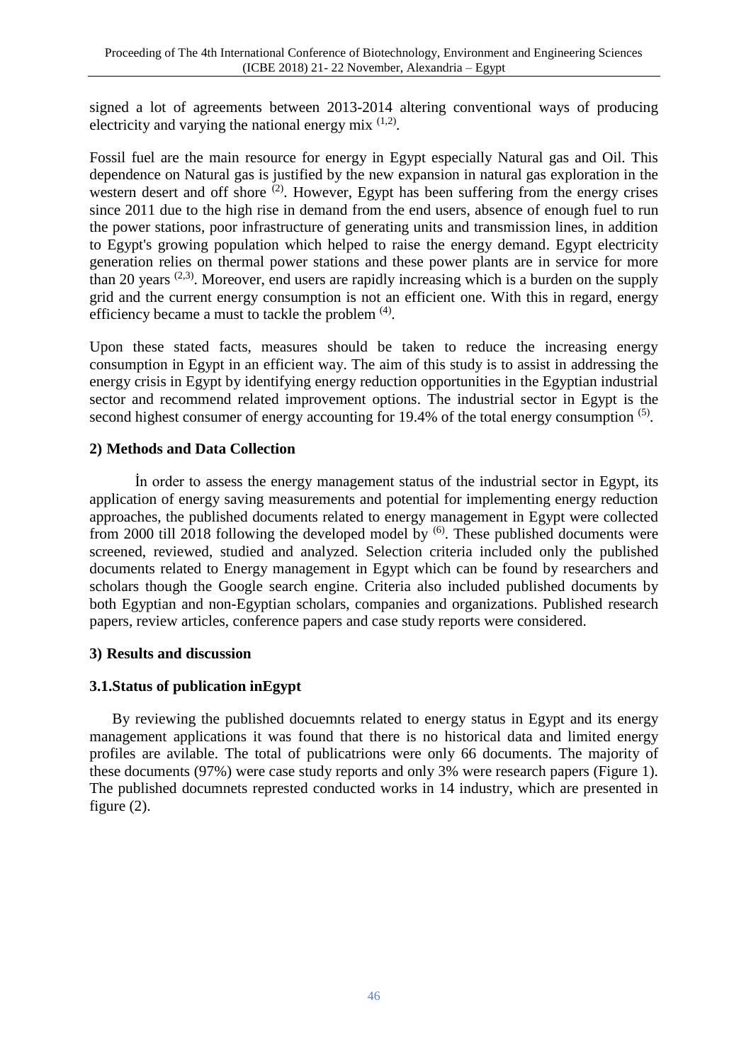signed a lot of agreements between 2013-2014 altering conventional ways of producing electricity and varying the national energy mix [1,2].

Fossil fuel are the main resource for energy in Egypt especially Natural gas and Oil. This dependence on Natural gas is justified by the new expansion in natural gas exploration in the western desert and off shore [2]. However, Egypt has been suffering from the energy crises since 2011 due to the high rise in demand from the end users, absence of enough fuel to run the power stations, poor infrastructure of generating units and transmission lines, in addition to Egypt's growing population which helped to raise the energy demand. Egypt electricity generation relies on thermal power stations and these power plants are in service for more than 20 years [2,3]. Moreover, end users are rapidly increasing which is a burden on the supply grid and the current energy consumption is not an efficient one. With this in regard, energy efficiency became a must to tackle the problem [4].

Upon these stated facts, measures should be taken to reduce the increasing energy consumption in Egypt in an efficient way. The aim of this study is to assist in addressing the energy crisis in Egypt by identifying energy reduction opportunities in the Egyptian industrial sector and recommend related improvement options. The industrial sector in Egypt is the second highest consumer of energy accounting for 19.4% of the total energy consumption [5].

## 2) Methods and Data Collection

İn order to assess the energy management status of the industrial sector in Egypt, its application of energy saving measurements and potential for implementing energy reduction approaches, the published documents related to energy management in Egypt were collected from 2000 till 2018 following the developed model by [6]. These published documents were screened, reviewed, studied and analyzed. Selection criteria included only the published documents related to Energy management in Egypt which can be found by researchers and scholars though the Google search engine. Criteria also included published documents by both Egyptian and non-Egyptian scholars, companies and organizations. Published research papers, review articles, conference papers and case study reports were considered.

## 3) Results and discussion

### 3.1.Status of publication inEgypt

By reviewing the published docuemnts related to energy status in Egypt and its energy management applications it was found that there is no historical data and limited energy profiles are avilable. The total of publicatrions were only 66 documents. The majority of these documents (97%) were case study reports and only 3% were research papers (Figure 1). The published documnets represted conducted works in 14 industry, which are presented in figure (2).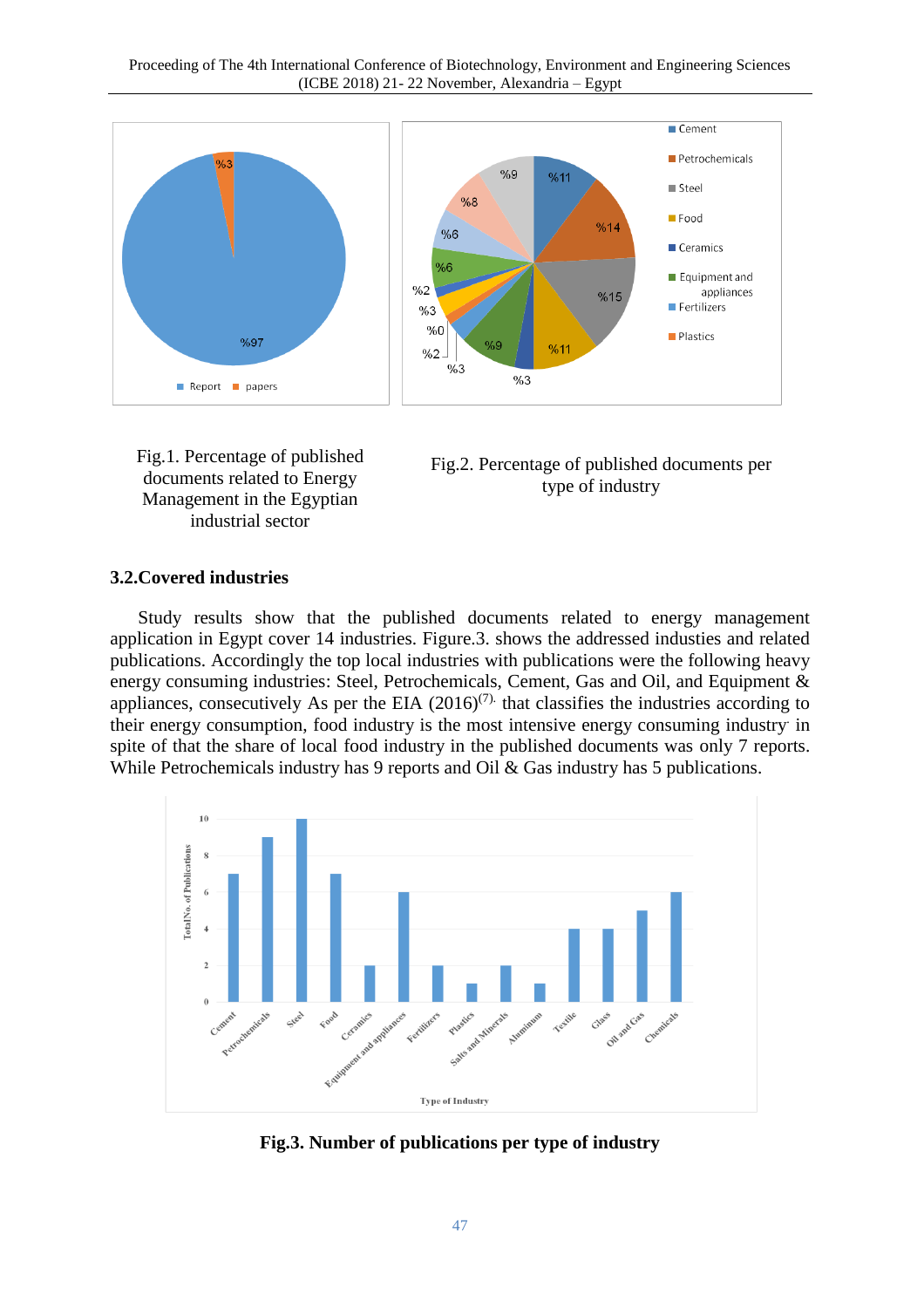Fig.1. Percentage of published documents related to Energy Management in the Egyptian industrial sector

Fig.2. Percentage of published documents per type of industry

### 3.2.Covered industries

Study results show that the published documents related to energy management application in Egypt cover 14 industries. Figure.3. shows the addressed industies and related publications. Accordingly the top local industries with publications were the following heavy energy consuming industries: Steel, Petrochemicals, Cement, Gas and Oil, and Equipment & appliances, consecutively As per the EIA (2016)(7). that classifies the industries according to their energy consumption, food industry is the most intensive energy consuming industry in spite of that the share of local food industry in the published documents was only 7 reports. While Petrochemicals industry has 9 reports and Oil & Gas industry has 5 publications.

**Fig.3. Number of publications per type of industry**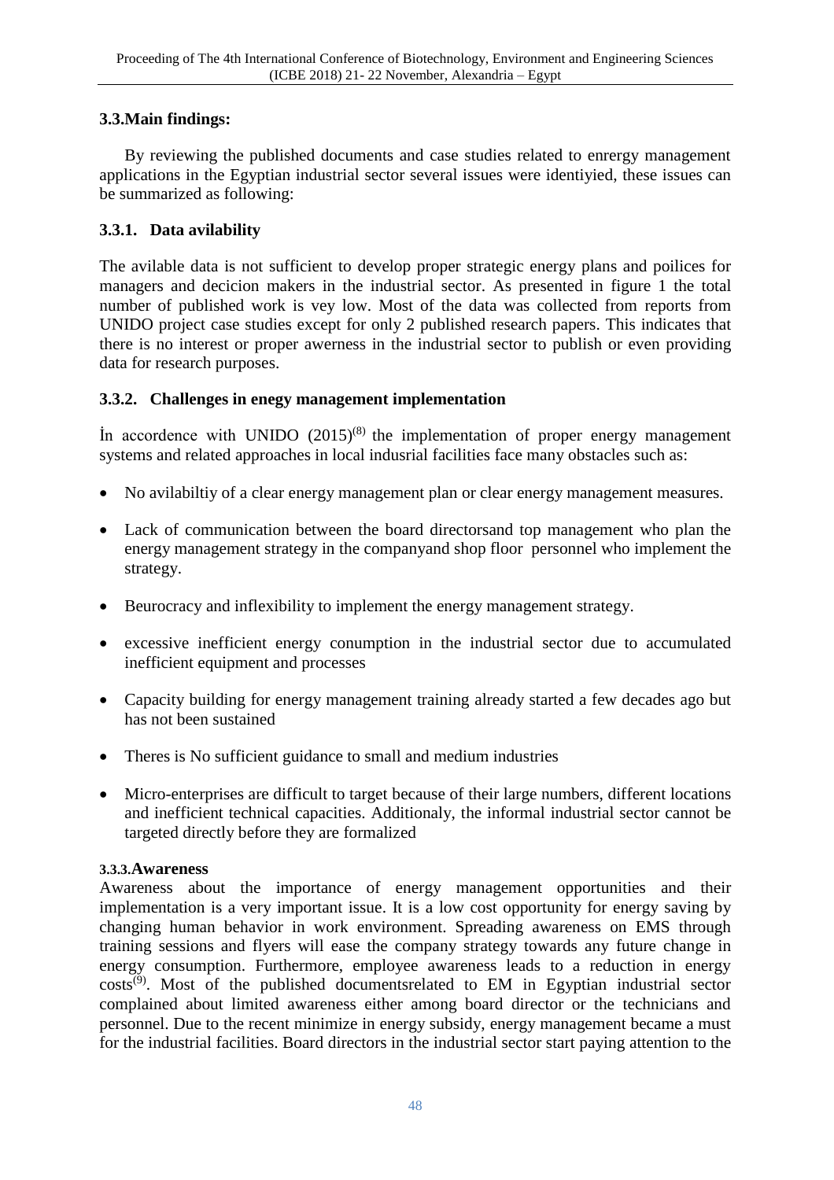### 3.3.Main findings:

By reviewing the published documents and case studies related to enrergy management applications in the Egyptian industrial sector several issues were identiyied, these issues can be summarized as following:

#### 3.3.1. Data avilability

The avilable data is not sufficient to develop proper strategic energy plans and poilices for managers and decicion makers in the industrial sector. As presented in figure 1 the total number of published work is vey low. Most of the data was collected from reports from UNIDO project case studies except for only 2 published research papers. This indicates that there is no interest or proper awerness in the industrial sector to publish or even providing data for research purposes.

#### 3.3.2. Challenges in enegy management implementation

İn accordence with UNIDO (2015)[8] the implementation of proper energy management systems and related approaches in local indusrial facilities face many obstacles such as:

- No avilabiltiy of a clear energy management plan or clear energy management measures.
- Lack of communication between the board directorsand top management who plan the energy management strategy in the companyand shop floor personnel who implement the strategy.
- Beurocracy and inflexibility to implement the energy management strategy.
- excessive inefficient energy conumption in the industrial sector due to accumulated inefficient equipment and processes
- Capacity building for energy management training already started a few decades ago but has not been sustained
- Theres is No sufficient guidance to small and medium industries
- Micro-enterprises are difficult to target because of their large numbers, different locations and inefficient technical capacities. Additionaly, the informal industrial sector cannot be targeted directly before they are formalized

#### 3.3.3.Awareness

Awareness about the importance of energy management opportunities and their implementation is a very important issue. It is a low cost opportunity for energy saving by changing human behavior in work environment. Spreading awareness on EMS through training sessions and flyers will ease the company strategy towards any future change in energy consumption. Furthermore, employee awareness leads to a reduction in energy costs[9]. Most of the published documentsrelated to EM in Egyptian industrial sector complained about limited awareness either among board director or the technicians and personnel. Due to the recent minimize in energy subsidy, energy management became a must for the industrial facilities. Board directors in the industrial sector start paying attention to the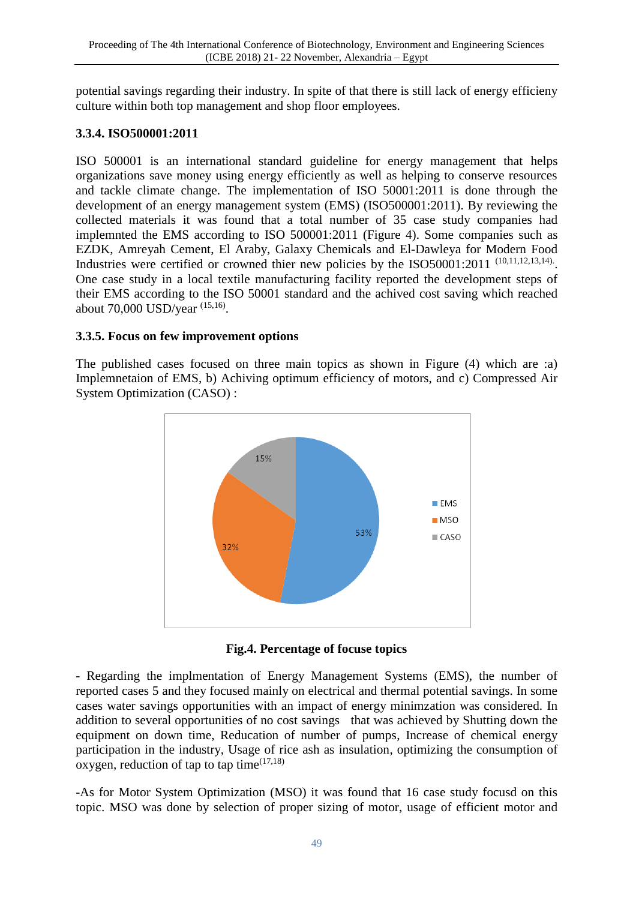potential savings regarding their industry. In spite of that there is still lack of energy efficieny culture within both top management and shop floor employees.

### 3.3.4. ISO500001:2011

ISO 500001 is an international standard guideline for energy management that helps organizations save money using energy efficiently as well as helping to conserve resources and tackle climate change. The implementation of ISO 50001:2011 is done through the development of an energy management system (EMS) (ISO500001:2011). By reviewing the collected materials it was found that a total number of 35 case study companies had implemnted the EMS according to ISO 500001:2011 (Figure 4). Some companies such as EZDK, Amreyah Cement, El Araby, Galaxy Chemicals and El-Dawleya for Modern Food Industries were certified or crowned thier new policies by the ISO50001:2011 [10,11,12,13,14]. One case study in a local textile manufacturing facility reported the development steps of their EMS according to the ISO 50001 standard and the achived cost saving which reached about 70,000 USD/year [15,16].

### 3.3.5. Focus on few improvement options

The published cases focused on three main topics as shown in Figure (4) which are :a) Implemnetaion of EMS, b) Achiving optimum efficiency of motors, and c) Compressed Air System Optimization (CASO) :

**Fig.4. Percentage of focuse topics**

- Regarding the implmentation of Energy Management Systems (EMS), the number of reported cases 5 and they focused mainly on electrical and thermal potential savings. In some cases water savings opportunities with an impact of energy minimzation was considered. In addition to several opportunities of no cost savings that was achieved by Shutting down the equipment on down time, Reducation of number of pumps, Increase of chemical energy participation in the industry, Usage of rice ash as insulation, optimizing the consumption of oxygen, reduction of tap to tap time[17,18]

-As for Motor System Optimization (MSO) it was found that 16 case study focusd on this topic. MSO was done by selection of proper sizing of motor, usage of efficient motor and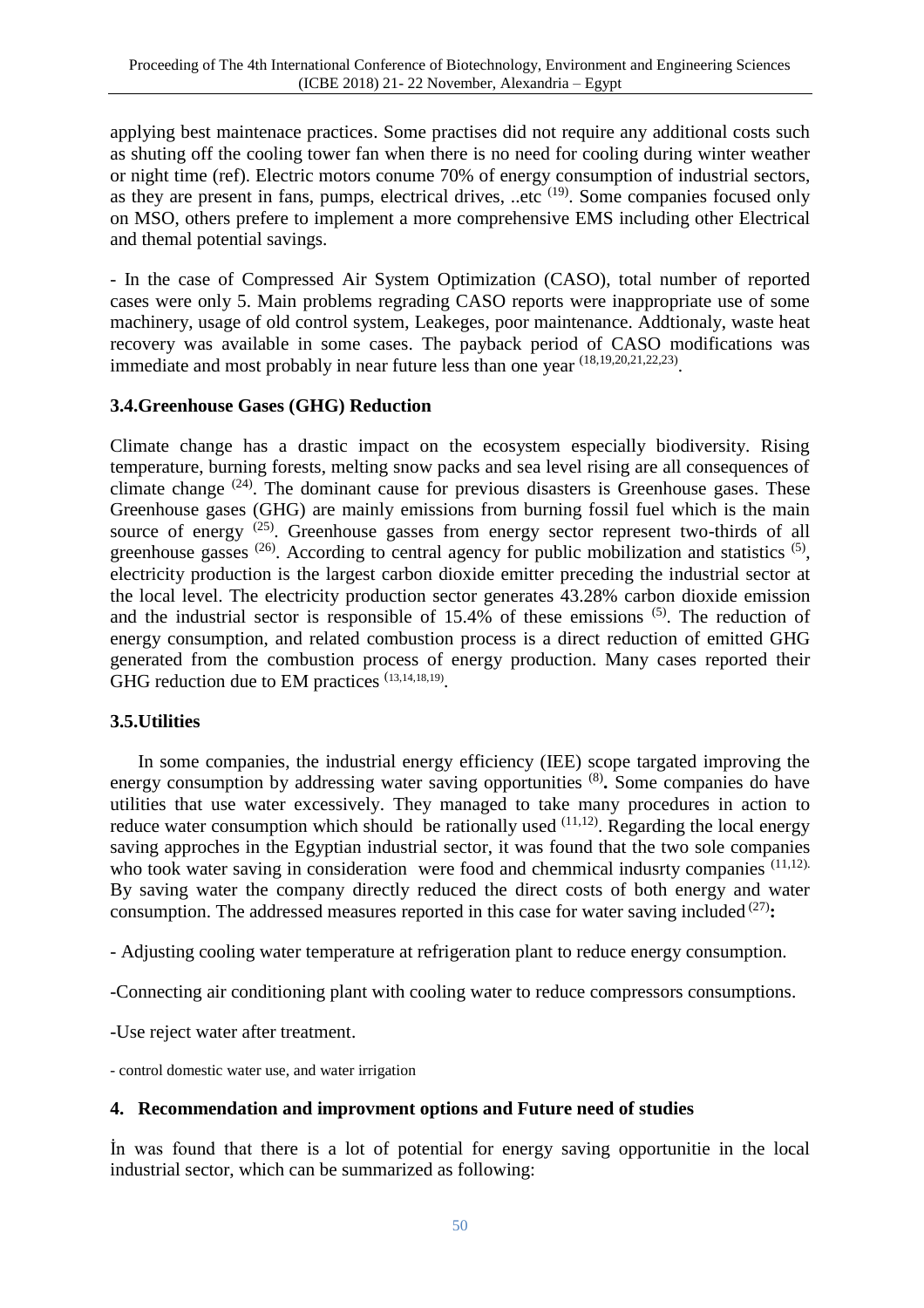applying best maintenace practices. Some practises did not require any additional costs such as shuting off the cooling tower fan when there is no need for cooling during winter weather or night time (ref). Electric motors conume 70% of energy consumption of industrial sectors, as they are present in fans, pumps, electrical drives, ..etc [19]. Some companies focused only on MSO, others prefere to implement a more comprehensive EMS including other Electrical and themal potential savings.

- In the case of Compressed Air System Optimization (CASO), total number of reported cases were only 5. Main problems regrading CASO reports were inappropriate use of some machinery, usage of old control system, Leakeges, poor maintenance. Addtionaly, waste heat recovery was available in some cases. The payback period of CASO modifications was immediate and most probably in near future less than one year [18,19,20,21,22,23].

### 3.4.Greenhouse Gases (GHG) Reduction

Climate change has a drastic impact on the ecosystem especially biodiversity. Rising temperature, burning forests, melting snow packs and sea level rising are all consequences of climate change [24]. The dominant cause for previous disasters is Greenhouse gases. These Greenhouse gases (GHG) are mainly emissions from burning fossil fuel which is the main source of energy [25]. Greenhouse gasses from energy sector represent two-thirds of all greenhouse gasses [26]. According to central agency for public mobilization and statistics [5], electricity production is the largest carbon dioxide emitter preceding the industrial sector at the local level. The electricity production sector generates 43.28% carbon dioxide emission and the industrial sector is responsible of 15.4% of these emissions [5]. The reduction of energy consumption, and related combustion process is a direct reduction of emitted GHG generated from the combustion process of energy production. Many cases reported their GHG reduction due to EM practices [13,14,18,19].

### 3.5.Utilities

In some companies, the industrial energy efficiency (IEE) scope targated improving the energy consumption by addressing water saving opportunities [8]**.** Some companies do have utilities that use water excessively. They managed to take many procedures in action to reduce water consumption which should be rationally used [11,12]. Regarding the local energy saving approches in the Egyptian industrial sector, it was found that the two sole companies who took water saving in consideration were food and chemmical indusrty companies [11,12]. By saving water the company directly reduced the direct costs of both energy and water consumption. The addressed measures reported in this case for water saving included [27]**:**

- Adjusting cooling water temperature at refrigeration plant to reduce energy consumption.

-Connecting air conditioning plant with cooling water to reduce compressors consumptions.

-Use reject water after treatment.

- control domestic water use, and water irrigation

## 4. Recommendation and improvment options and Future need of studies

İn was found that there is a lot of potential for energy saving opportunitie in the local industrial sector, which can be summarized as following: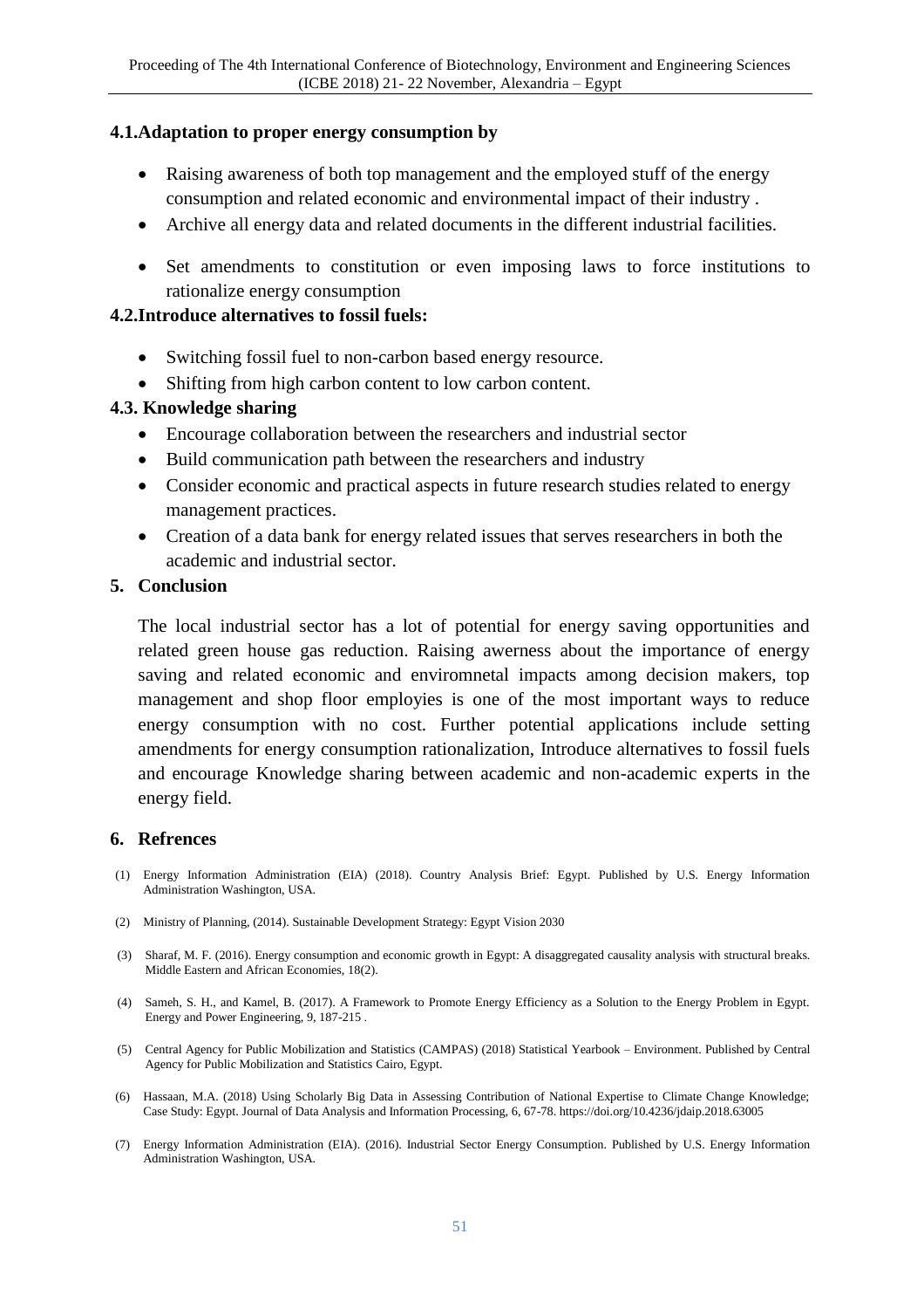### 4.1. Adaptation to proper energy consumption by

- Raising awareness of both top management and the employed stuff of the energy consumption and related economic and environmental impact of their industry .
- Archive all energy data and related documents in the different industrial facilities.
- Set amendments to constitution or even imposing laws to force institutions to rationalize energy consumption

### 4.2. Introduce alternatives to fossil fuels:

- Switching fossil fuel to non-carbon based energy resource.
- Shifting from high carbon content to low carbon content.

### 4.3. Knowledge sharing

- Encourage collaboration between the researchers and industrial sector
- Build communication path between the researchers and industry
- Consider economic and practical aspects in future research studies related to energy management practices.
- Creation of a data bank for energy related issues that serves researchers in both the academic and industrial sector.

## 5. Conclusion

The local industrial sector has a lot of potential for energy saving opportunities and related green house gas reduction. Raising awerness about the importance of energy saving and related economic and enviromnetal impacts among decision makers, top management and shop floor employies is one of the most important ways to reduce energy consumption with no cost. Further potential applications include setting amendments for energy consumption rationalization, Introduce alternatives to fossil fuels and encourage Knowledge sharing between academic and non-academic experts in the energy field.

## 6. Refrences

(1) Energy Information Administration (EIA) (2018). Country Analysis Brief: Egypt. Published by U.S. Energy Information Administration Washington, USA.

(2) Ministry of Planning, (2014). Sustainable Development Strategy: Egypt Vision 2030

(3) Sharaf, M. F. (2016). Energy consumption and economic growth in Egypt: A disaggregated causality analysis with structural breaks. Middle Eastern and African Economies, 18(2).

(4) Sameh, S. H., and Kamel, B. (2017). A Framework to Promote Energy Efficiency as a Solution to the Energy Problem in Egypt. Energy and Power Engineering, 9, 187-215 .

(5) Central Agency for Public Mobilization and Statistics (CAMPAS) (2018) Statistical Yearbook – Environment. Published by Central Agency for Public Mobilization and Statistics Cairo, Egypt.

(6) Hassaan, M.A. (2018) Using Scholarly Big Data in Assessing Contribution of National Expertise to Climate Change Knowledge; Case Study: Egypt. Journal of Data Analysis and Information Processing, 6, 67-78. https://doi.org/10.4236/jdaip.2018.63005

(7) Energy Information Administration (EIA). (2016). Industrial Sector Energy Consumption. Published by U.S. Energy Information Administration Washington, USA.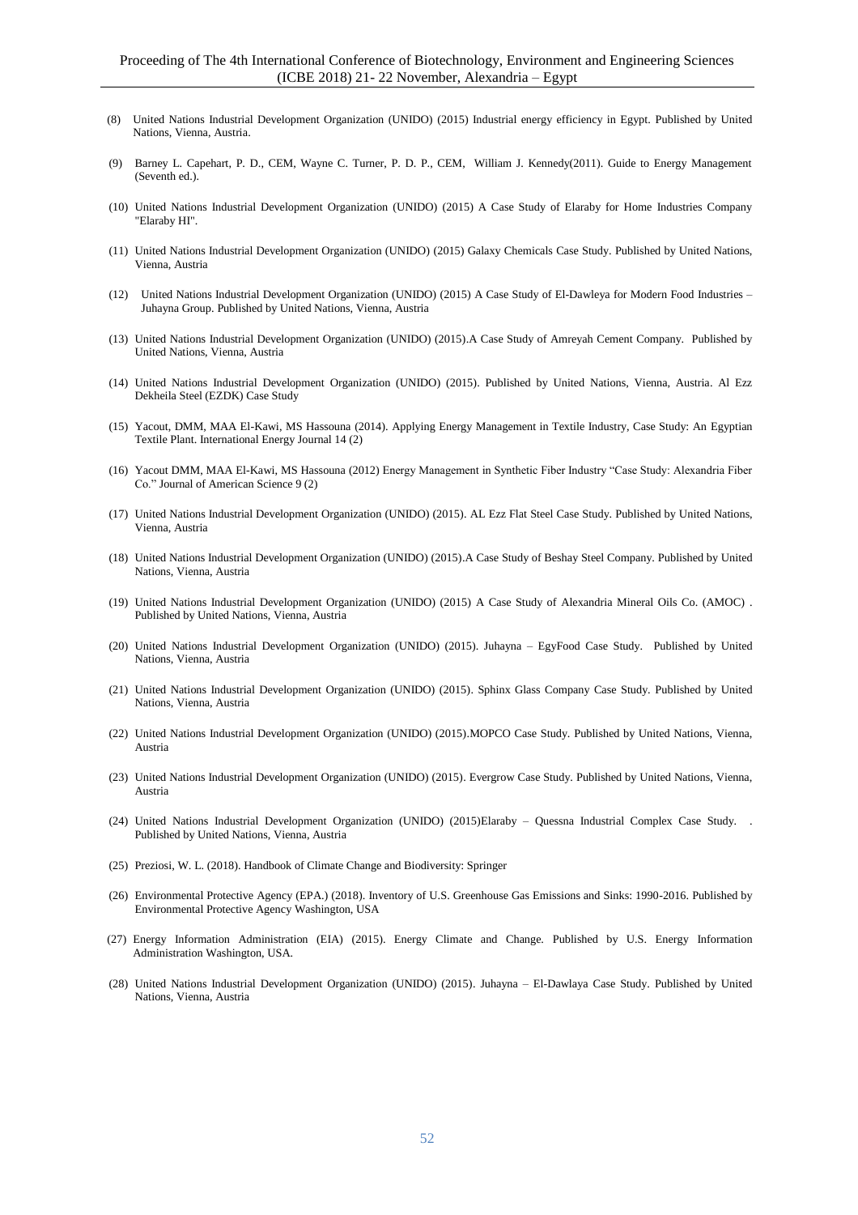(8) United Nations Industrial Development Organization (UNIDO) (2015) Industrial energy efficiency in Egypt. Published by United Nations, Vienna, Austria.

(9) Barney L. Capehart, P. D., CEM, Wayne C. Turner, P. D. P., CEM, William J. Kennedy(2011). Guide to Energy Management (Seventh ed.).

(10) United Nations Industrial Development Organization (UNIDO) (2015) A Case Study of Elaraby for Home Industries Company "Elaraby HI".

(11) United Nations Industrial Development Organization (UNIDO) (2015) Galaxy Chemicals Case Study. Published by United Nations, Vienna, Austria

(12) United Nations Industrial Development Organization (UNIDO) (2015) A Case Study of El-Dawleya for Modern Food Industries – Juhayna Group. Published by United Nations, Vienna, Austria

(13) United Nations Industrial Development Organization (UNIDO) (2015).A Case Study of Amreyah Cement Company. Published by United Nations, Vienna, Austria

(14) United Nations Industrial Development Organization (UNIDO) (2015). Published by United Nations, Vienna, Austria. Al Ezz Dekheila Steel (EZDK) Case Study

(15) Yacout, DMM, MAA El-Kawi, MS Hassouna (2014). Applying Energy Management in Textile Industry, Case Study: An Egyptian Textile Plant. International Energy Journal 14 (2)

(16) Yacout DMM, MAA El-Kawi, MS Hassouna (2012) Energy Management in Synthetic Fiber Industry "Case Study: Alexandria Fiber Co." Journal of American Science 9 (2)

(17) United Nations Industrial Development Organization (UNIDO) (2015). AL Ezz Flat Steel Case Study. Published by United Nations, Vienna, Austria

(18) United Nations Industrial Development Organization (UNIDO) (2015).A Case Study of Beshay Steel Company. Published by United Nations, Vienna, Austria

(19) United Nations Industrial Development Organization (UNIDO) (2015) A Case Study of Alexandria Mineral Oils Co. (AMOC) . Published by United Nations, Vienna, Austria

(20) United Nations Industrial Development Organization (UNIDO) (2015). Juhayna – EgyFood Case Study. Published by United Nations, Vienna, Austria

(21) United Nations Industrial Development Organization (UNIDO) (2015). Sphinx Glass Company Case Study. Published by United Nations, Vienna, Austria

(22) United Nations Industrial Development Organization (UNIDO) (2015).MOPCO Case Study. Published by United Nations, Vienna, Austria

(23) United Nations Industrial Development Organization (UNIDO) (2015). Evergrow Case Study. Published by United Nations, Vienna, Austria

(24) United Nations Industrial Development Organization (UNIDO) (2015)Elaraby – Quessna Industrial Complex Case Study. . Published by United Nations, Vienna, Austria

(25) Preziosi, W. L. (2018). Handbook of Climate Change and Biodiversity: Springer

(26) Environmental Protective Agency (EPA.) (2018). Inventory of U.S. Greenhouse Gas Emissions and Sinks: 1990-2016. Published by Environmental Protective Agency Washington, USA

(27) Energy Information Administration (EIA) (2015). Energy Climate and Change. Published by U.S. Energy Information Administration Washington, USA.

(28) United Nations Industrial Development Organization (UNIDO) (2015). Juhayna – El-Dawlaya Case Study. Published by United Nations, Vienna, Austria